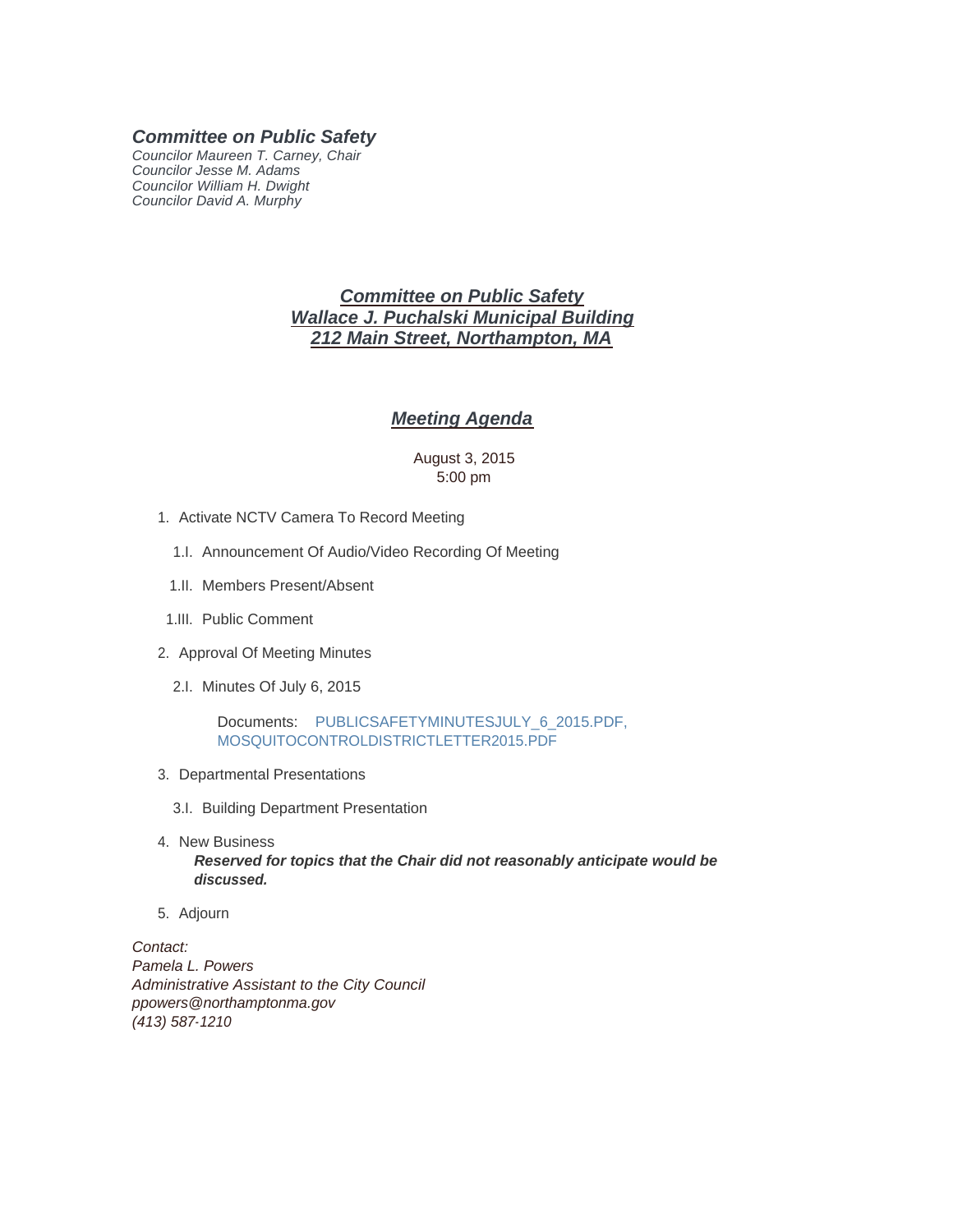***Committee on Public Safety***

*Councilor Maureen T. Carney, Chair*
*Councilor Jesse M. Adams*
*Councilor William H. Dwight*
*Councilor David A. Murphy*

# *Committee on Public Safety*
# *Wallace J. Puchalski Municipal Building*
# *212 Main Street, Northampton, MA*

## *Meeting Agenda*

August 3, 2015
5:00 pm

1. Activate NCTV Camera To Record Meeting
   - 1.I. Announcement Of Audio/Video Recording Of Meeting
   - 1.II. Members Present/Absent
   - 1.III. Public Comment
2. Approval Of Meeting Minutes
   - 2.I. Minutes Of July 6, 2015

     Documents: PUBLICSAFETYMINUTESJULY_6_2015.PDF, MOSQUITOCONTROLDISTRICTLETTER2015.PDF
3. Departmental Presentations
   - 3.I. Building Department Presentation
4. New Business

   ***Reserved for topics that the Chair did not reasonably anticipate would be discussed.***
5. Adjourn

*Contact:*
*Pamela L. Powers*
*Administrative Assistant to the City Council*
*ppowers@northamptonma.gov*
*(413) 587-1210*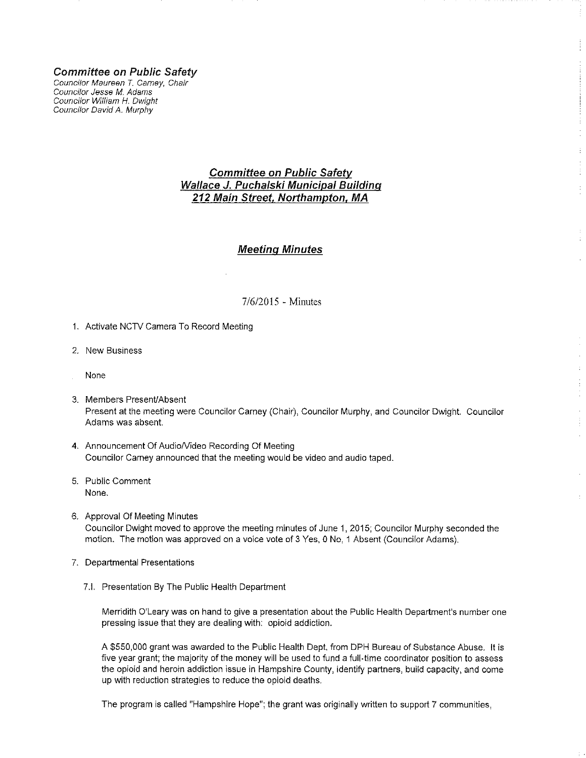### *Committee on Public Safety*

*Councilor Maureen T. Carney, Chair*
*Councilor Jesse M. Adams*
*Councilor William H. Dwight*
*Councilor David A. Murphy*

## *Committee on Public Safety*
## *Wallace J. Puchalski Municipal Building*
## *212 Main Street, Northampton, MA*

## *Meeting Minutes*

7/6/2015 - Minutes

1. Activate NCTV Camera To Record Meeting

2. New Business

   None

3. Members Present/Absent
   Present at the meeting were Councilor Carney (Chair), Councilor Murphy, and Councilor Dwight. Councilor Adams was absent.

4. Announcement Of Audio/Video Recording Of Meeting
   Councilor Carney announced that the meeting would be video and audio taped.

5. Public Comment
   None.

6. Approval Of Meeting Minutes
   Councilor Dwight moved to approve the meeting minutes of June 1, 2015; Councilor Murphy seconded the motion. The motion was approved on a voice vote of 3 Yes, 0 No, 1 Absent (Councilor Adams).

7. Departmental Presentations

   7.I. Presentation By The Public Health Department

   Merridith O'Leary was on hand to give a presentation about the Public Health Department's number one pressing issue that they are dealing with: opioid addiction.

   A $550,000 grant was awarded to the Public Health Dept. from DPH Bureau of Substance Abuse. It is five year grant; the majority of the money will be used to fund a full-time coordinator position to assess the opioid and heroin addiction issue in Hampshire County, identify partners, build capacity, and come up with reduction strategies to reduce the opioid deaths.

   The program is called "Hampshire Hope"; the grant was originally written to support 7 communities,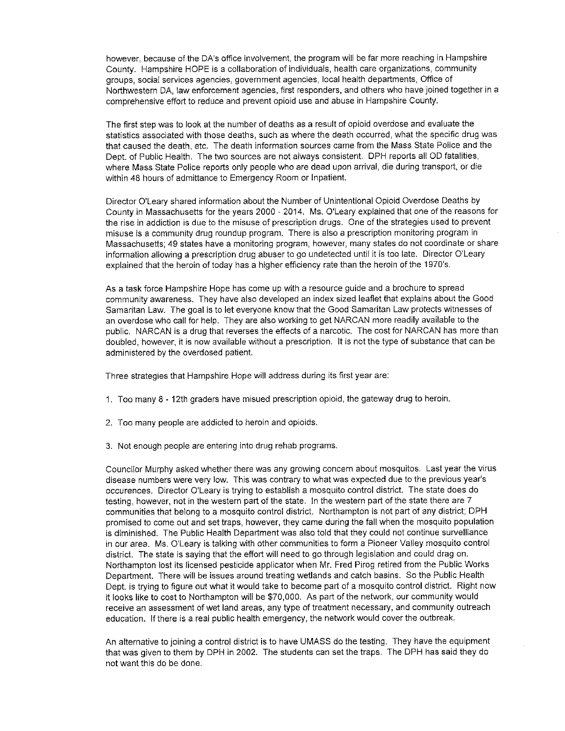however, because of the DA's office involvement, the program will be far more reaching in Hampshire County. Hampshire HOPE is a collaboration of individuals, health care organizations, community groups, social services agencies, government agencies, local health departments, Office of Northwestern DA, law enforcement agencies, first responders, and others who have joined together in a comprehensive effort to reduce and prevent opioid use and abuse in Hampshire County.

The first step was to look at the number of deaths as a result of opioid overdose and evaluate the statistics associated with those deaths, such as where the death occurred, what the specific drug was that caused the death, etc. The death information sources came from the Mass State Police and the Dept. of Public Health. The two sources are not always consistent. DPH reports all OD fatalities, where Mass State Police reports only people who are dead upon arrival, die during transport, or die within 48 hours of admittance to Emergency Room or Inpatient.

Director O'Leary shared information about the Number of Unintentional Opioid Overdose Deaths by County in Massachusetts for the years 2000 - 2014. Ms. O'Leary explained that one of the reasons for the rise in addiction is due to the misuse of prescription drugs. One of the strategies used to prevent misuse is a community drug roundup program. There is also a prescription monitoring program in Massachusetts; 49 states have a monitoring program, however, many states do not coordinate or share information allowing a prescription drug abuser to go undetected until it is too late. Director O'Leary explained that the heroin of today has a higher efficiency rate than the heroin of the 1970's.

As a task force Hampshire Hope has come up with a resource guide and a brochure to spread community awareness. They have also developed an index sized leaflet that explains about the Good Samaritan Law. The goal is to let everyone know that the Good Samaritan Law protects witnesses of an overdose who call for help. They are also working to get NARCAN more readily available to the public. NARCAN is a drug that reverses the effects of a narcotic. The cost for NARCAN has more than doubled, however, it is now available without a prescription. It is not the type of substance that can be administered by the overdosed patient.

Three strategies that Hampshire Hope will address during its first year are:

1. Too many 8 - 12th graders have misued prescription opioid, the gateway drug to heroin.

2. Too many people are addicted to heroin and opioids.

3. Not enough people are entering into drug rehab programs.

Councilor Murphy asked whether there was any growing concern about mosquitos. Last year the virus disease numbers were very low. This was contrary to what was expected due to the previous year's occurences. Director O'Leary is trying to establish a mosquito control district. The state does do testing, however, not in the western part of the state. In the western part of the state there are 7 communities that belong to a mosquito control district. Northampton is not part of any district; DPH promised to come out and set traps, however, they came during the fall when the mosquito population is diminished. The Public Health Department was also told that they could not continue survelliance in our area. Ms. O'Leary is talking with other communities to form a Pioneer Valley mosquito control district. The state is saying that the effort will need to go through legislation and could drag on. Northampton lost its licensed pesticide applicator when Mr. Fred Pirog retired from the Public Works Department. There will be issues around treating wetlands and catch basins. So the Public Health Dept. is trying to figure out what it would take to become part of a mosquito control district. Right now it looks like to cost to Northampton will be $70,000. As part of the network, our community would receive an assessment of wet land areas, any type of treatment necessary, and community outreach education. If there is a real public health emergency, the network would cover the outbreak.

An alternative to joining a control district is to have UMASS do the testing. They have the equipment that was given to them by DPH in 2002. The students can set the traps. The DPH has said they do not want this do be done.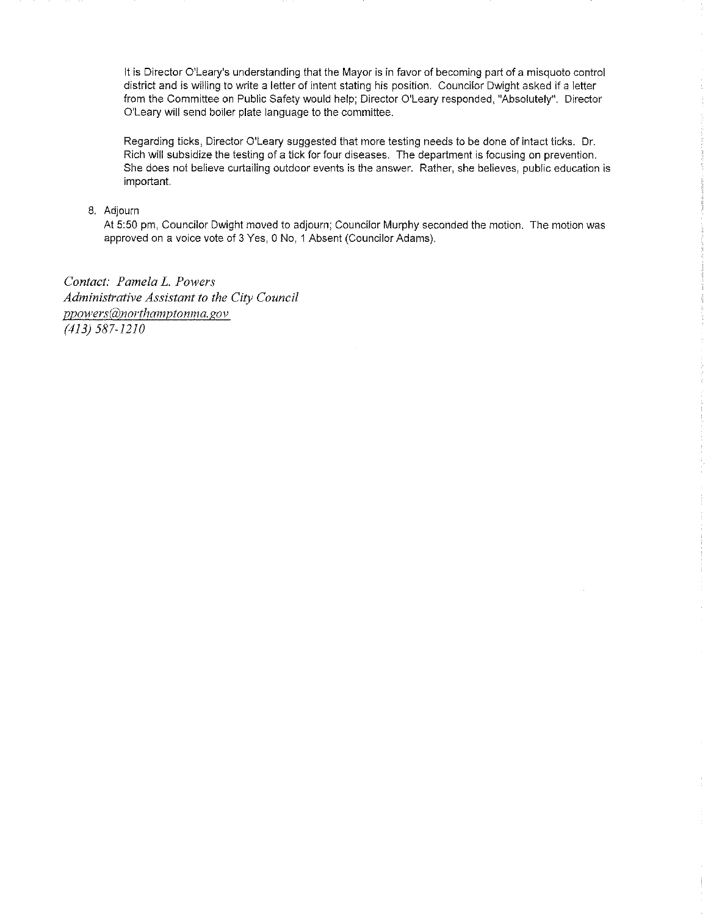It is Director O'Leary's understanding that the Mayor is in favor of becoming part of a misquoto control district and is willing to write a letter of intent stating his position. Councilor Dwight asked if a letter from the Committee on Public Safety would help; Director O'Leary responded, "Absolutely". Director O'Leary will send boiler plate language to the committee.

Regarding ticks, Director O'Leary suggested that more testing needs to be done of intact ticks. Dr. Rich will subsidize the testing of a tick for four diseases. The department is focusing on prevention. She does not believe curtailing outdoor events is the answer. Rather, she believes, public education is important.

8. Adjourn
   At 5:50 pm, Councilor Dwight moved to adjourn; Councilor Murphy seconded the motion. The motion was approved on a voice vote of 3 Yes, 0 No, 1 Absent (Councilor Adams).

*Contact: Pamela L. Powers*
*Administrative Assistant to the City Council*
*ppowers@northamptonma.gov*
*(413) 587-1210*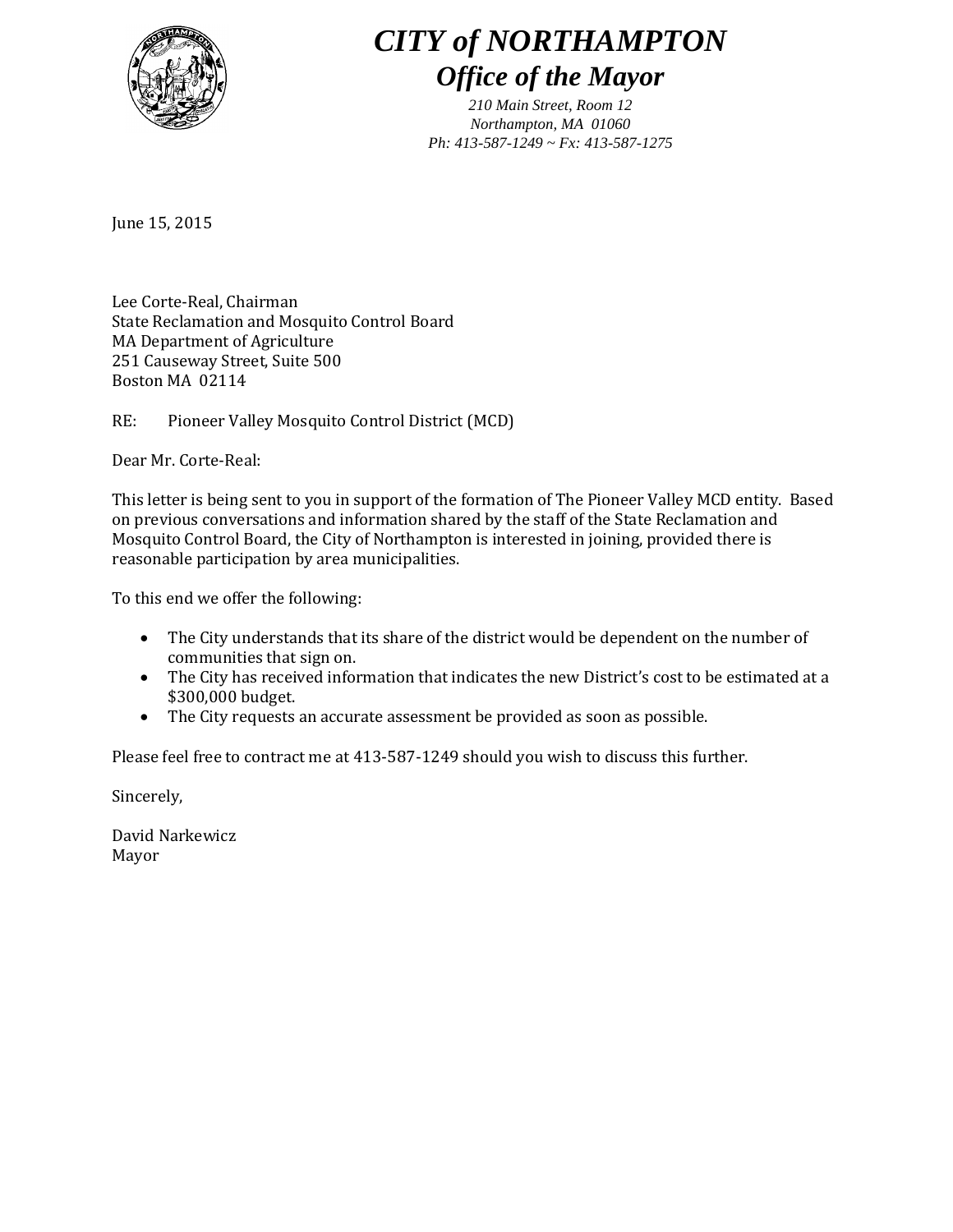# *CITY of NORTHAMPTON*

## *Office of the Mayor*

*210 Main Street, Room 12*
*Northampton, MA 01060*
*Ph: 413-587-1249 ~ Fx: 413-587-1275*

June 15, 2015

Lee Corte-Real, Chairman
State Reclamation and Mosquito Control Board
MA Department of Agriculture
251 Causeway Street, Suite 500
Boston MA 02114

RE: Pioneer Valley Mosquito Control District (MCD)

Dear Mr. Corte-Real:

This letter is being sent to you in support of the formation of The Pioneer Valley MCD entity. Based on previous conversations and information shared by the staff of the State Reclamation and Mosquito Control Board, the City of Northampton is interested in joining, provided there is reasonable participation by area municipalities.

To this end we offer the following:

- The City understands that its share of the district would be dependent on the number of communities that sign on.
- The City has received information that indicates the new District's cost to be estimated at a $300,000 budget.
- The City requests an accurate assessment be provided as soon as possible.

Please feel free to contract me at 413-587-1249 should you wish to discuss this further.

Sincerely,

David Narkewicz
Mayor